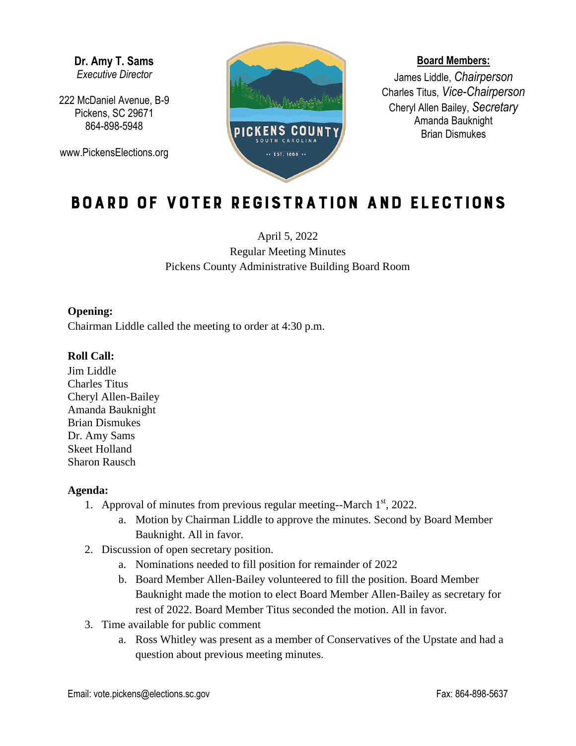**Dr. Amy T. Sams**
*Executive Director*

222 McDaniel Avenue, B-9
Pickens, SC 29671
864-898-5948

www.PickensElections.org

PICKENS COUNTY
SOUTH CAROLINA
EST. 1868

**Board Members:**

James Liddle, *Chairperson*
Charles Titus, *Vice-Chairperson*
Cheryl Allen Bailey, *Secretary*
Amanda Bauknight
Brian Dismukes

# BOARD OF VOTER REGISTRATION AND ELECTIONS

April 5, 2022
Regular Meeting Minutes
Pickens County Administrative Building Board Room

**Opening:**
Chairman Liddle called the meeting to order at 4:30 p.m.

**Roll Call:**
Jim Liddle
Charles Titus
Cheryl Allen-Bailey
Amanda Bauknight
Brian Dismukes
Dr. Amy Sams
Skeet Holland
Sharon Rausch

**Agenda:**

1. Approval of minutes from previous regular meeting--March 1st, 2022.
   a. Motion by Chairman Liddle to approve the minutes. Second by Board Member Bauknight. All in favor.
2. Discussion of open secretary position.
   a. Nominations needed to fill position for remainder of 2022
   b. Board Member Allen-Bailey volunteered to fill the position. Board Member Bauknight made the motion to elect Board Member Allen-Bailey as secretary for rest of 2022. Board Member Titus seconded the motion. All in favor.
3. Time available for public comment
   a. Ross Whitley was present as a member of Conservatives of the Upstate and had a question about previous meeting minutes.

Email: vote.pickens@elections.sc.gov Fax: 864-898-5637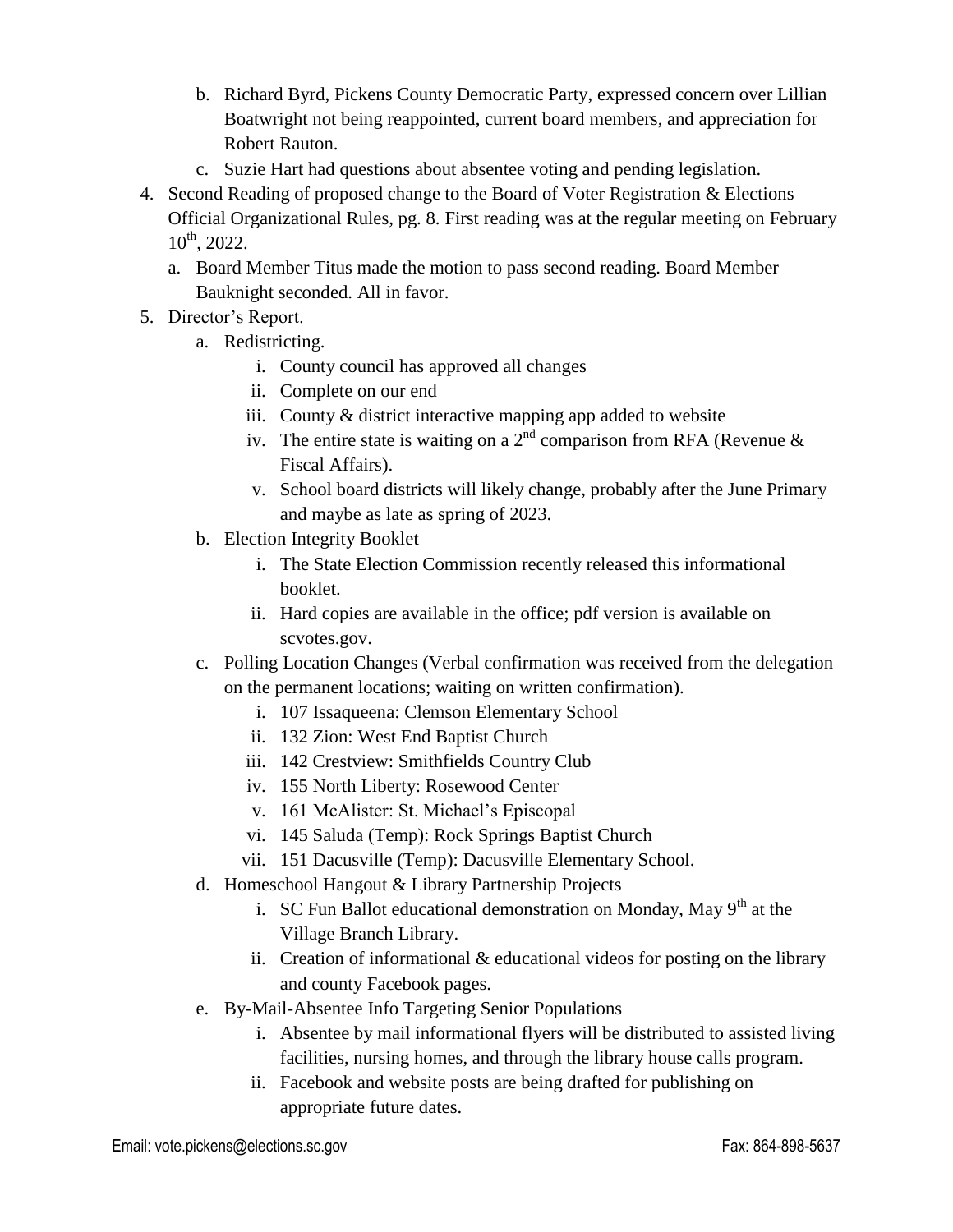b. Richard Byrd, Pickens County Democratic Party, expressed concern over Lillian Boatwright not being reappointed, current board members, and appreciation for Robert Rauton.
   c. Suzie Hart had questions about absentee voting and pending legislation.

4. Second Reading of proposed change to the Board of Voter Registration & Elections Official Organizational Rules, pg. 8. First reading was at the regular meeting on February 10th, 2022.
   a. Board Member Titus made the motion to pass second reading. Board Member Bauknight seconded. All in favor.
5. Director's Report.
   a. Redistricting.
      i. County council has approved all changes
      ii. Complete on our end
      iii. County & district interactive mapping app added to website
      iv. The entire state is waiting on a 2nd comparison from RFA (Revenue & Fiscal Affairs).
      v. School board districts will likely change, probably after the June Primary and maybe as late as spring of 2023.
   b. Election Integrity Booklet
      i. The State Election Commission recently released this informational booklet.
      ii. Hard copies are available in the office; pdf version is available on scvotes.gov.
   c. Polling Location Changes (Verbal confirmation was received from the delegation on the permanent locations; waiting on written confirmation).
      i. 107 Issaqueena: Clemson Elementary School
      ii. 132 Zion: West End Baptist Church
      iii. 142 Crestview: Smithfields Country Club
      iv. 155 North Liberty: Rosewood Center
      v. 161 McAlister: St. Michael's Episcopal
      vi. 145 Saluda (Temp): Rock Springs Baptist Church
      vii. 151 Dacusville (Temp): Dacusville Elementary School.
   d. Homeschool Hangout & Library Partnership Projects
      i. SC Fun Ballot educational demonstration on Monday, May 9th at the Village Branch Library.
      ii. Creation of informational & educational videos for posting on the library and county Facebook pages.
   e. By-Mail-Absentee Info Targeting Senior Populations
      i. Absentee by mail informational flyers will be distributed to assisted living facilities, nursing homes, and through the library house calls program.
      ii. Facebook and website posts are being drafted for publishing on appropriate future dates.

Email: vote.pickens@elections.sc.gov Fax: 864-898-5637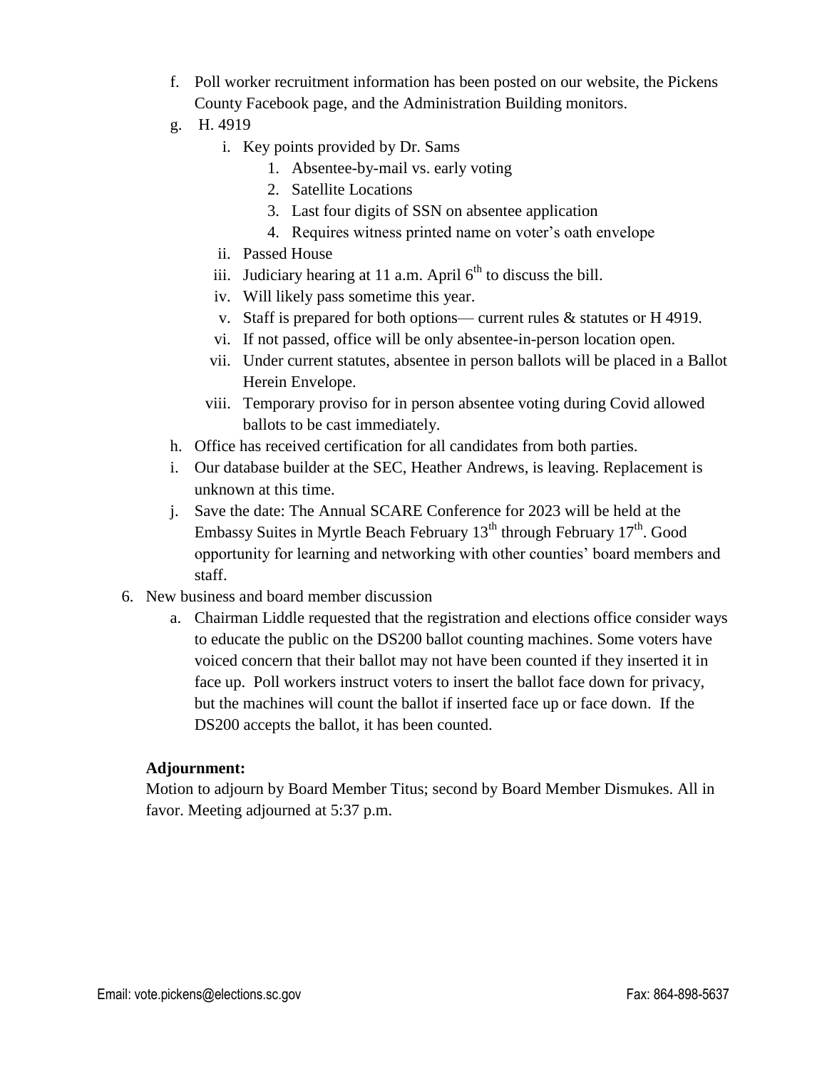f. Poll worker recruitment information has been posted on our website, the Pickens County Facebook page, and the Administration Building monitors.

g. H. 4919

   i. Key points provided by Dr. Sams

      1. Absentee-by-mail vs. early voting
      2. Satellite Locations
      3. Last four digits of SSN on absentee application
      4. Requires witness printed name on voter's oath envelope

   ii. Passed House

   iii. Judiciary hearing at 11 a.m. April 6th to discuss the bill.

   iv. Will likely pass sometime this year.

   v. Staff is prepared for both options— current rules & statutes or H 4919.

   vi. If not passed, office will be only absentee-in-person location open.

   vii. Under current statutes, absentee in person ballots will be placed in a Ballot Herein Envelope.

   viii. Temporary proviso for in person absentee voting during Covid allowed ballots to be cast immediately.

h. Office has received certification for all candidates from both parties.

i. Our database builder at the SEC, Heather Andrews, is leaving. Replacement is unknown at this time.

j. Save the date: The Annual SCARE Conference for 2023 will be held at the Embassy Suites in Myrtle Beach February 13th through February 17th. Good opportunity for learning and networking with other counties' board members and staff.

6. New business and board member discussion

   a. Chairman Liddle requested that the registration and elections office consider ways to educate the public on the DS200 ballot counting machines. Some voters have voiced concern that their ballot may not have been counted if they inserted it in face up. Poll workers instruct voters to insert the ballot face down for privacy, but the machines will count the ballot if inserted face up or face down. If the DS200 accepts the ballot, it has been counted.

**Adjournment:**

Motion to adjourn by Board Member Titus; second by Board Member Dismukes. All in favor. Meeting adjourned at 5:37 p.m.